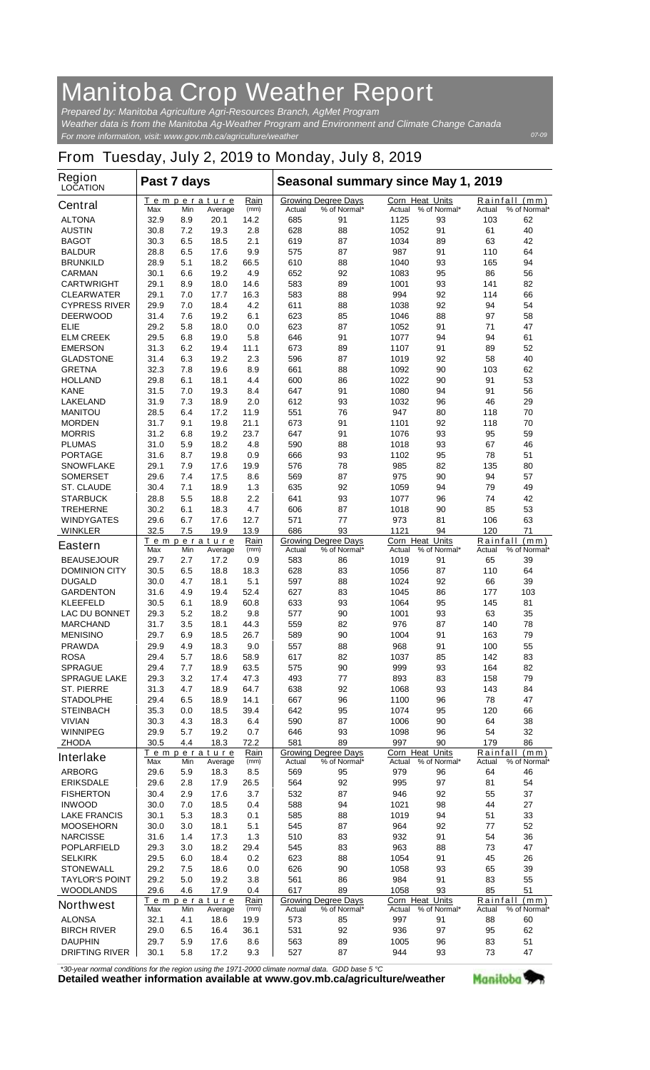# Manitoba Crop Weather Report

*Prepared by: Manitoba Agriculture Agri-Resources Branch, AgMet Program*
*Weather data is from the Manitoba Ag-Weather Program and Environment and Climate Change Canada*
*For more information, visit: www.gov.mb.ca/agriculture/weather*

07-09

## From Tuesday, July 2, 2019 to Monday, July 8, 2019

| Region LOCATION | Past 7 days | | | | Seasonal summary since May 1, 2019 | | | | | |
|---|---|---|---|---|---|---|---|---|---|---|
| | Temperature | | | Rain | Growing Degree Days | | Corn Heat Units | | Rainfall (mm) | |
| **Central** | Max | Min | Average | (mm) | Actual | % of Normal* | Actual | % of Normal* | Actual | % of Normal* |
| ALTONA | 32.9 | 8.9 | 20.1 | 14.2 | 685 | 91 | 1125 | 93 | 103 | 62 |
| AUSTIN | 30.8 | 7.2 | 19.3 | 2.8 | 628 | 88 | 1052 | 91 | 61 | 40 |
| BAGOT | 30.3 | 6.5 | 18.5 | 2.1 | 619 | 87 | 1034 | 89 | 63 | 42 |
| BALDUR | 28.8 | 6.5 | 17.6 | 9.9 | 575 | 87 | 987 | 91 | 110 | 64 |
| BRUNKILD | 28.9 | 5.1 | 18.2 | 66.5 | 610 | 88 | 1040 | 93 | 165 | 94 |
| CARMAN | 30.1 | 6.6 | 19.2 | 4.9 | 652 | 92 | 1083 | 95 | 86 | 56 |
| CARTWRIGHT | 29.1 | 8.9 | 18.0 | 14.6 | 583 | 89 | 1001 | 93 | 141 | 82 |
| CLEARWATER | 29.1 | 7.0 | 17.7 | 16.3 | 583 | 88 | 994 | 92 | 114 | 66 |
| CYPRESS RIVER | 29.9 | 7.0 | 18.4 | 4.2 | 611 | 88 | 1038 | 92 | 94 | 54 |
| DEERWOOD | 31.4 | 7.6 | 19.2 | 6.1 | 623 | 85 | 1046 | 88 | 97 | 58 |
| ELIE | 29.2 | 5.8 | 18.0 | 0.0 | 623 | 87 | 1052 | 91 | 71 | 47 |
| ELM CREEK | 29.5 | 6.8 | 19.0 | 5.8 | 646 | 91 | 1077 | 94 | 94 | 61 |
| EMERSON | 31.3 | 6.2 | 19.4 | 11.1 | 673 | 89 | 1107 | 91 | 89 | 52 |
| GLADSTONE | 31.4 | 6.3 | 19.2 | 2.3 | 596 | 87 | 1019 | 92 | 58 | 40 |
| GRETNA | 32.3 | 7.8 | 19.6 | 8.9 | 661 | 88 | 1092 | 90 | 103 | 62 |
| HOLLAND | 29.8 | 6.1 | 18.1 | 4.4 | 600 | 86 | 1022 | 90 | 91 | 53 |
| KANE | 31.5 | 7.0 | 19.3 | 8.4 | 647 | 91 | 1080 | 94 | 91 | 56 |
| LAKELAND | 31.9 | 7.3 | 18.9 | 2.0 | 612 | 93 | 1032 | 96 | 46 | 29 |
| MANITOU | 28.5 | 6.4 | 17.2 | 11.9 | 551 | 76 | 947 | 80 | 118 | 70 |
| MORDEN | 31.7 | 9.1 | 19.8 | 21.1 | 673 | 91 | 1101 | 92 | 118 | 70 |
| MORRIS | 31.2 | 6.8 | 19.2 | 23.7 | 647 | 91 | 1076 | 93 | 95 | 59 |
| PLUMAS | 31.0 | 5.9 | 18.2 | 4.8 | 590 | 88 | 1018 | 93 | 67 | 46 |
| PORTAGE | 31.6 | 8.7 | 19.8 | 0.9 | 666 | 93 | 1102 | 95 | 78 | 51 |
| SNOWFLAKE | 29.1 | 7.9 | 17.6 | 19.9 | 576 | 78 | 985 | 82 | 135 | 80 |
| SOMERSET | 29.6 | 7.4 | 17.5 | 8.6 | 569 | 87 | 975 | 90 | 94 | 57 |
| ST. CLAUDE | 30.4 | 7.1 | 18.9 | 1.3 | 635 | 92 | 1059 | 94 | 79 | 49 |
| STARBUCK | 28.8 | 5.5 | 18.8 | 2.2 | 641 | 93 | 1077 | 96 | 74 | 42 |
| TREHERNE | 30.2 | 6.1 | 18.3 | 4.7 | 606 | 87 | 1018 | 90 | 85 | 53 |
| WINDYGATES | 29.6 | 6.7 | 17.6 | 12.7 | 571 | 77 | 973 | 81 | 106 | 63 |
| WINKLER | 32.5 | 7.5 | 19.9 | 13.9 | 686 | 93 | 1121 | 94 | 120 | 71 |
| **Eastern** | Max | Min | Average | (mm) | Actual | % of Normal* | Actual | % of Normal* | Actual | % of Normal* |
| BEAUSEJOUR | 29.7 | 2.7 | 17.2 | 0.9 | 583 | 86 | 1019 | 91 | 65 | 39 |
| DOMINION CITY | 30.5 | 6.5 | 18.8 | 18.3 | 628 | 83 | 1056 | 87 | 110 | 64 |
| DUGALD | 30.0 | 4.7 | 18.1 | 5.1 | 597 | 88 | 1024 | 92 | 66 | 39 |
| GARDENTON | 31.6 | 4.9 | 19.4 | 52.4 | 627 | 83 | 1045 | 86 | 177 | 103 |
| KLEEFELD | 30.5 | 6.1 | 18.9 | 60.8 | 633 | 93 | 1064 | 95 | 145 | 81 |
| LAC DU BONNET | 29.3 | 5.2 | 18.2 | 9.8 | 577 | 90 | 1001 | 93 | 63 | 35 |
| MARCHAND | 31.7 | 3.5 | 18.1 | 44.3 | 559 | 82 | 976 | 87 | 140 | 78 |
| MENISINO | 29.7 | 6.9 | 18.5 | 26.7 | 589 | 90 | 1004 | 91 | 163 | 79 |
| PRAWDA | 29.9 | 4.9 | 18.3 | 9.0 | 557 | 88 | 968 | 91 | 100 | 55 |
| ROSA | 29.4 | 5.7 | 18.6 | 58.9 | 617 | 82 | 1037 | 85 | 142 | 83 |
| SPRAGUE | 29.4 | 7.7 | 18.9 | 63.5 | 575 | 90 | 999 | 93 | 164 | 82 |
| SPRAGUE LAKE | 29.3 | 3.2 | 17.4 | 47.3 | 493 | 77 | 893 | 83 | 158 | 79 |
| ST. PIERRE | 31.3 | 4.7 | 18.9 | 64.7 | 638 | 92 | 1068 | 93 | 143 | 84 |
| STADOLPHE | 29.4 | 6.5 | 18.9 | 14.1 | 667 | 96 | 1100 | 96 | 78 | 47 |
| STEINBACH | 35.3 | 0.0 | 18.5 | 39.4 | 642 | 95 | 1074 | 95 | 120 | 66 |
| VIVIAN | 30.3 | 4.3 | 18.3 | 6.4 | 590 | 87 | 1006 | 90 | 64 | 38 |
| WINNIPEG | 29.9 | 5.7 | 19.2 | 0.7 | 646 | 93 | 1098 | 96 | 54 | 32 |
| ZHODA | 30.5 | 4.4 | 18.3 | 72.2 | 581 | 89 | 997 | 90 | 179 | 86 |
| **Interlake** | Max | Min | Average | (mm) | Actual | % of Normal* | Actual | % of Normal* | Actual | % of Normal* |
| ARBORG | 29.6 | 5.9 | 18.3 | 8.5 | 569 | 95 | 979 | 96 | 64 | 46 |
| ERIKSDALE | 29.6 | 2.8 | 17.9 | 26.5 | 564 | 92 | 995 | 97 | 81 | 54 |
| FISHERTON | 30.4 | 2.9 | 17.6 | 3.7 | 532 | 87 | 946 | 92 | 55 | 37 |
| INWOOD | 30.0 | 7.0 | 18.5 | 0.4 | 588 | 94 | 1021 | 98 | 44 | 27 |
| LAKE FRANCIS | 30.1 | 5.3 | 18.3 | 0.1 | 585 | 88 | 1019 | 94 | 51 | 33 |
| MOOSEHORN | 30.0 | 3.0 | 18.1 | 5.1 | 545 | 87 | 964 | 92 | 77 | 52 |
| NARCISSE | 31.6 | 1.4 | 17.3 | 1.3 | 510 | 83 | 932 | 91 | 54 | 36 |
| POPLARFIELD | 29.3 | 3.0 | 18.2 | 29.4 | 545 | 83 | 963 | 88 | 73 | 47 |
| SELKIRK | 29.5 | 6.0 | 18.4 | 0.2 | 623 | 88 | 1054 | 91 | 45 | 26 |
| STONEWALL | 29.2 | 7.5 | 18.6 | 0.0 | 626 | 90 | 1058 | 93 | 65 | 39 |
| TAYLOR'S POINT | 29.2 | 5.0 | 19.2 | 3.8 | 561 | 86 | 984 | 91 | 83 | 55 |
| WOODLANDS | 29.6 | 4.6 | 17.9 | 0.4 | 617 | 89 | 1058 | 93 | 85 | 51 |
| **Northwest** | Max | Min | Average | (mm) | Actual | % of Normal* | Actual | % of Normal* | Actual | % of Normal* |
| ALONSA | 32.1 | 4.1 | 18.6 | 19.9 | 573 | 85 | 997 | 91 | 88 | 60 |
| BIRCH RIVER | 29.0 | 6.5 | 16.4 | 36.1 | 531 | 92 | 936 | 97 | 95 | 62 |
| DAUPHIN | 29.7 | 5.9 | 17.6 | 8.6 | 563 | 89 | 1005 | 96 | 83 | 51 |
| DRIFTING RIVER | 30.1 | 5.8 | 17.2 | 9.3 | 527 | 87 | 944 | 93 | 73 | 47 |

*30-year normal conditions for the region using the 1971-2000 climate normal data. GDD base 5 °C

**Detailed weather information available at www.gov.mb.ca/agriculture/weather**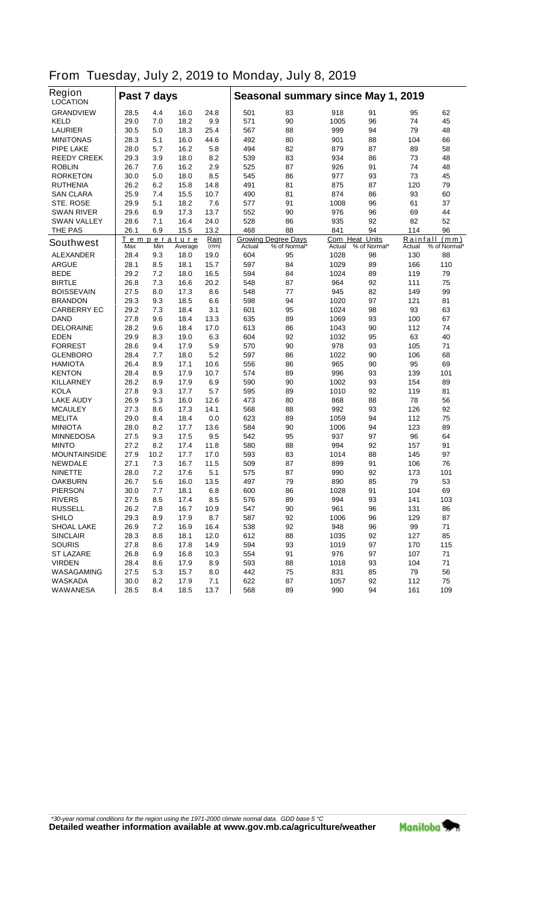# From Tuesday, July 2, 2019 to Monday, July 8, 2019

| Region LOCATION | Past 7 days | | | | Seasonal summary since May 1, 2019 | | | | | |
|---|---|---|---|---|---|---|---|---|---|---|
| GRANDVIEW | 28.5 | 4.4 | 16.0 | 24.8 | 501 | 83 | 918 | 91 | 95 | 62 |
| KELD | 29.0 | 7.0 | 18.2 | 9.9 | 571 | 90 | 1005 | 96 | 74 | 45 |
| LAURIER | 30.5 | 5.0 | 18.3 | 25.4 | 567 | 88 | 999 | 94 | 79 | 48 |
| MINITONAS | 28.3 | 5.1 | 16.0 | 44.6 | 492 | 80 | 901 | 88 | 104 | 66 |
| PIPE LAKE | 28.0 | 5.7 | 16.2 | 5.8 | 494 | 82 | 879 | 87 | 89 | 58 |
| REEDY CREEK | 29.3 | 3.9 | 18.0 | 8.2 | 539 | 83 | 934 | 86 | 73 | 48 |
| ROBLIN | 26.7 | 7.6 | 16.2 | 2.9 | 525 | 87 | 926 | 91 | 74 | 48 |
| RORKETON | 30.0 | 5.0 | 18.0 | 8.5 | 545 | 86 | 977 | 93 | 73 | 45 |
| RUTHENIA | 26.2 | 6.2 | 15.8 | 14.8 | 491 | 81 | 875 | 87 | 120 | 79 |
| SAN CLARA | 25.9 | 7.4 | 15.5 | 10.7 | 490 | 81 | 874 | 86 | 93 | 60 |
| STE. ROSE | 29.9 | 5.1 | 18.2 | 7.6 | 577 | 91 | 1008 | 96 | 61 | 37 |
| SWAN RIVER | 29.6 | 6.9 | 17.3 | 13.7 | 552 | 90 | 976 | 96 | 69 | 44 |
| SWAN VALLEY | 28.6 | 7.1 | 16.4 | 24.0 | 528 | 86 | 935 | 92 | 82 | 52 |
| THE PAS | 26.1 | 6.9 | 15.5 | 13.2 | 468 | 88 | 841 | 94 | 114 | 96 |
| **Southwest** | Temperature Max | Temperature Min | Temperature Average | Rain (mm) | Growing Degree Days Actual | Growing Degree Days % of Normal* | Corn Heat Units Actual | Corn Heat Units % of Normal* | Rainfall (mm) Actual | Rainfall (mm) % of Normal* |
| ALEXANDER | 28.4 | 9.3 | 18.0 | 19.0 | 604 | 95 | 1028 | 98 | 130 | 88 |
| ARGUE | 28.1 | 8.5 | 18.1 | 15.7 | 597 | 84 | 1029 | 89 | 166 | 110 |
| BEDE | 29.2 | 7.2 | 18.0 | 16.5 | 594 | 84 | 1024 | 89 | 119 | 79 |
| BIRTLE | 26.8 | 7.3 | 16.6 | 20.2 | 548 | 87 | 964 | 92 | 111 | 75 |
| BOISSEVAIN | 27.5 | 8.0 | 17.3 | 8.6 | 548 | 77 | 945 | 82 | 149 | 99 |
| BRANDON | 29.3 | 9.3 | 18.5 | 6.6 | 598 | 94 | 1020 | 97 | 121 | 81 |
| CARBERRY EC | 29.2 | 7.3 | 18.4 | 3.1 | 601 | 95 | 1024 | 98 | 93 | 63 |
| DAND | 27.8 | 9.6 | 18.4 | 13.3 | 635 | 89 | 1069 | 93 | 100 | 67 |
| DELORAINE | 28.2 | 9.6 | 18.4 | 17.0 | 613 | 86 | 1043 | 90 | 112 | 74 |
| EDEN | 29.9 | 8.3 | 19.0 | 6.3 | 604 | 92 | 1032 | 95 | 63 | 40 |
| FORREST | 28.6 | 9.4 | 17.9 | 5.9 | 570 | 90 | 978 | 93 | 105 | 71 |
| GLENBORO | 28.4 | 7.7 | 18.0 | 5.2 | 597 | 86 | 1022 | 90 | 106 | 68 |
| HAMIOTA | 26.4 | 8.9 | 17.1 | 10.6 | 556 | 86 | 965 | 90 | 95 | 69 |
| KENTON | 28.4 | 8.9 | 17.9 | 10.7 | 574 | 89 | 996 | 93 | 139 | 101 |
| KILLARNEY | 28.2 | 8.9 | 17.9 | 6.9 | 590 | 90 | 1002 | 93 | 154 | 89 |
| KOLA | 27.8 | 9.3 | 17.7 | 5.7 | 595 | 89 | 1010 | 92 | 119 | 81 |
| LAKE AUDY | 26.9 | 5.3 | 16.0 | 12.6 | 473 | 80 | 868 | 88 | 78 | 56 |
| MCAULEY | 27.3 | 8.6 | 17.3 | 14.1 | 568 | 88 | 992 | 93 | 126 | 92 |
| MELITA | 29.0 | 8.4 | 18.4 | 0.0 | 623 | 89 | 1059 | 94 | 112 | 75 |
| MINIOTA | 28.0 | 8.2 | 17.7 | 13.6 | 584 | 90 | 1006 | 94 | 123 | 89 |
| MINNEDOSA | 27.5 | 9.3 | 17.5 | 9.5 | 542 | 95 | 937 | 97 | 96 | 64 |
| MINTO | 27.2 | 8.2 | 17.4 | 11.8 | 580 | 88 | 994 | 92 | 157 | 91 |
| MOUNTAINSIDE | 27.9 | 10.2 | 17.7 | 17.0 | 593 | 83 | 1014 | 88 | 145 | 97 |
| NEWDALE | 27.1 | 7.3 | 16.7 | 11.5 | 509 | 87 | 899 | 91 | 106 | 76 |
| NINETTE | 28.0 | 7.2 | 17.6 | 5.1 | 575 | 87 | 990 | 92 | 173 | 101 |
| OAKBURN | 26.7 | 5.6 | 16.0 | 13.5 | 497 | 79 | 890 | 85 | 79 | 53 |
| PIERSON | 30.0 | 7.7 | 18.1 | 6.8 | 600 | 86 | 1028 | 91 | 104 | 69 |
| RIVERS | 27.5 | 8.5 | 17.4 | 8.5 | 576 | 89 | 994 | 93 | 141 | 103 |
| RUSSELL | 26.2 | 7.8 | 16.7 | 10.9 | 547 | 90 | 961 | 96 | 131 | 86 |
| SHILO | 29.3 | 8.9 | 17.9 | 8.7 | 587 | 92 | 1006 | 96 | 129 | 87 |
| SHOAL LAKE | 26.9 | 7.2 | 16.9 | 16.4 | 538 | 92 | 948 | 96 | 99 | 71 |
| SINCLAIR | 28.3 | 8.8 | 18.1 | 12.0 | 612 | 88 | 1035 | 92 | 127 | 85 |
| SOURIS | 27.8 | 8.6 | 17.8 | 14.9 | 594 | 93 | 1019 | 97 | 170 | 115 |
| ST LAZARE | 26.8 | 6.9 | 16.8 | 10.3 | 554 | 91 | 976 | 97 | 107 | 71 |
| VIRDEN | 28.4 | 8.6 | 17.9 | 8.9 | 593 | 88 | 1018 | 93 | 104 | 71 |
| WASAGAMING | 27.5 | 5.3 | 15.7 | 8.0 | 442 | 75 | 831 | 85 | 79 | 56 |
| WASKADA | 30.0 | 8.2 | 17.9 | 7.1 | 622 | 87 | 1057 | 92 | 112 | 75 |
| WAWANESA | 28.5 | 8.4 | 18.5 | 13.7 | 568 | 89 | 990 | 94 | 161 | 109 |

*30-year normal conditions for the region using the 1971-2000 climate normal data. GDD base 5 °C

**Detailed weather information available at www.gov.mb.ca/agriculture/weather**

Manitoba